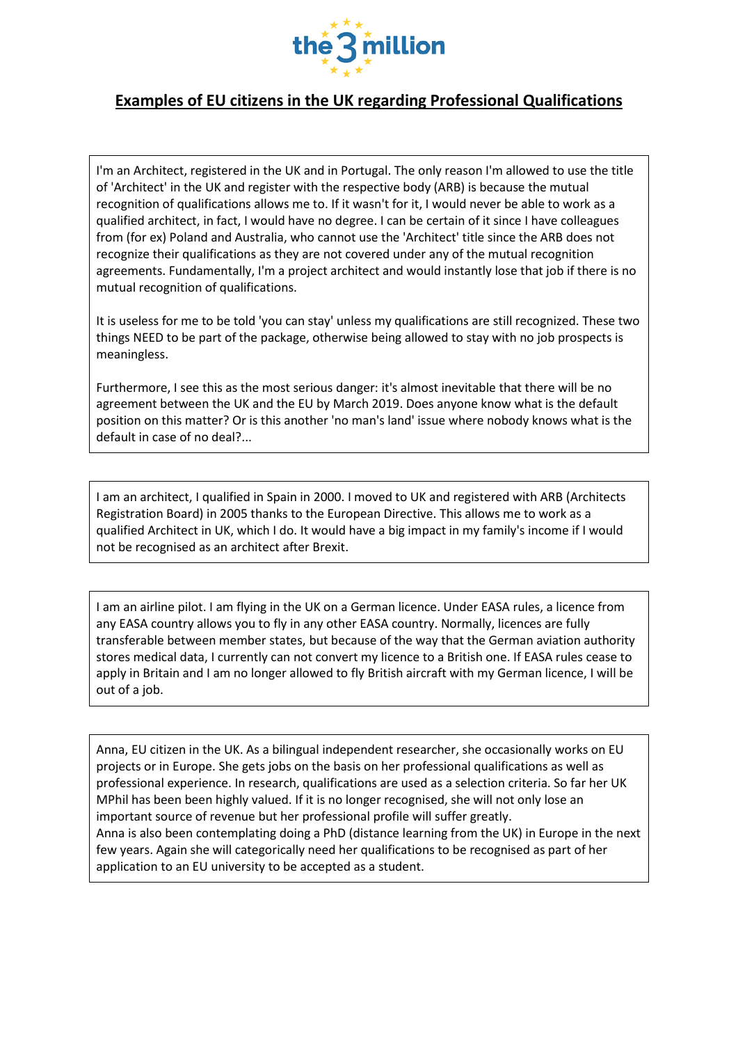the 3 million

# Examples of EU citizens in the UK regarding Professional Qualifications

I'm an Architect, registered in the UK and in Portugal. The only reason I'm allowed to use the title of 'Architect' in the UK and register with the respective body (ARB) is because the mutual recognition of qualifications allows me to. If it wasn't for it, I would never be able to work as a qualified architect, in fact, I would have no degree. I can be certain of it since I have colleagues from (for ex) Poland and Australia, who cannot use the 'Architect' title since the ARB does not recognize their qualifications as they are not covered under any of the mutual recognition agreements. Fundamentally, I'm a project architect and would instantly lose that job if there is no mutual recognition of qualifications.

It is useless for me to be told 'you can stay' unless my qualifications are still recognized. These two things NEED to be part of the package, otherwise being allowed to stay with no job prospects is meaningless.

Furthermore, I see this as the most serious danger: it's almost inevitable that there will be no agreement between the UK and the EU by March 2019. Does anyone know what is the default position on this matter? Or is this another 'no man's land' issue where nobody knows what is the default in case of no deal?...

---

I am an architect, I qualified in Spain in 2000. I moved to UK and registered with ARB (Architects Registration Board) in 2005 thanks to the European Directive. This allows me to work as a qualified Architect in UK, which I do. It would have a big impact in my family's income if I would not be recognised as an architect after Brexit.

---

I am an airline pilot. I am flying in the UK on a German licence. Under EASA rules, a licence from any EASA country allows you to fly in any other EASA country. Normally, licences are fully transferable between member states, but because of the way that the German aviation authority stores medical data, I currently can not convert my licence to a British one. If EASA rules cease to apply in Britain and I am no longer allowed to fly British aircraft with my German licence, I will be out of a job.

---

Anna, EU citizen in the UK. As a bilingual independent researcher, she occasionally works on EU projects or in Europe. She gets jobs on the basis on her professional qualifications as well as professional experience. In research, qualifications are used as a selection criteria. So far her UK MPhil has been been highly valued. If it is no longer recognised, she will not only lose an important source of revenue but her professional profile will suffer greatly.
Anna is also been contemplating doing a PhD (distance learning from the UK) in Europe in the next few years. Again she will categorically need her qualifications to be recognised as part of her application to an EU university to be accepted as a student.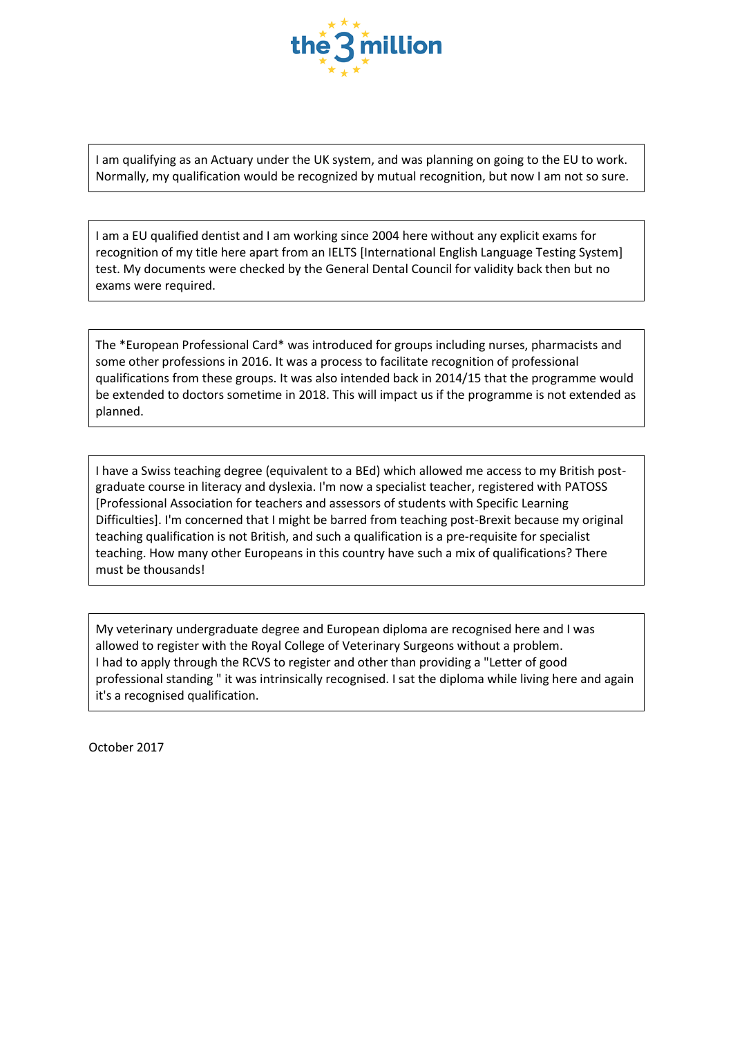the 3 million

I am qualifying as an Actuary under the UK system, and was planning on going to the EU to work. Normally, my qualification would be recognized by mutual recognition, but now I am not so sure.

I am a EU qualified dentist and I am working since 2004 here without any explicit exams for recognition of my title here apart from an IELTS [International English Language Testing System] test. My documents were checked by the General Dental Council for validity back then but no exams were required.

The *European Professional Card* was introduced for groups including nurses, pharmacists and some other professions in 2016. It was a process to facilitate recognition of professional qualifications from these groups. It was also intended back in 2014/15 that the programme would be extended to doctors sometime in 2018. This will impact us if the programme is not extended as planned.

I have a Swiss teaching degree (equivalent to a BEd) which allowed me access to my British post-graduate course in literacy and dyslexia. I'm now a specialist teacher, registered with PATOSS [Professional Association for teachers and assessors of students with Specific Learning Difficulties]. I'm concerned that I might be barred from teaching post-Brexit because my original teaching qualification is not British, and such a qualification is a pre-requisite for specialist teaching. How many other Europeans in this country have such a mix of qualifications? There must be thousands!

My veterinary undergraduate degree and European diploma are recognised here and I was allowed to register with the Royal College of Veterinary Surgeons without a problem.
I had to apply through the RCVS to register and other than providing a "Letter of good professional standing " it was intrinsically recognised. I sat the diploma while living here and again it's a recognised qualification.

October 2017